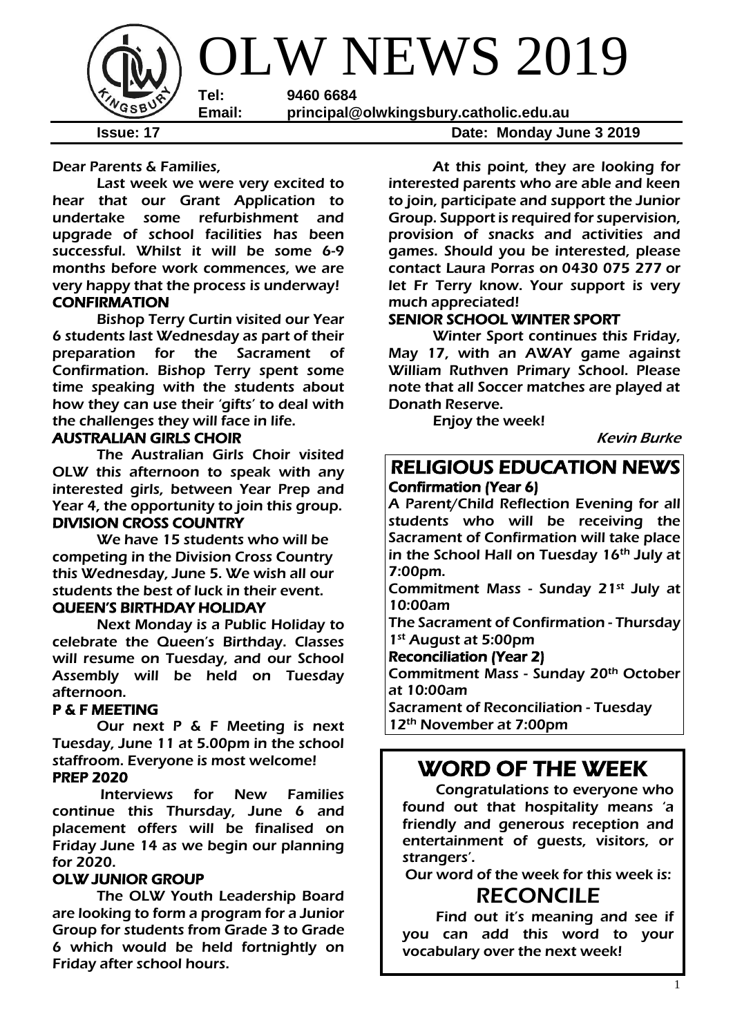# OLW NEWS 2019

**Tel:** 9460 6684
**Email:** principal@olwkingsbury.catholic.edu.au

**Issue: 17** **Date: Monday June 3 2019**

Dear Parents & Families,

Last week we were very excited to hear that our Grant Application to undertake some refurbishment and upgrade of school facilities has been successful. Whilst it will be some 6-9 months before work commences, we are very happy that the process is underway!

### CONFIRMATION

Bishop Terry Curtin visited our Year 6 students last Wednesday as part of their preparation for the Sacrament of Confirmation. Bishop Terry spent some time speaking with the students about how they can use their 'gifts' to deal with the challenges they will face in life.

### AUSTRALIAN GIRLS CHOIR

The Australian Girls Choir visited OLW this afternoon to speak with any interested girls, between Year Prep and Year 4, the opportunity to join this group.

### DIVISION CROSS COUNTRY

We have 15 students who will be competing in the Division Cross Country this Wednesday, June 5. We wish all our students the best of luck in their event.

### QUEEN'S BIRTHDAY HOLIDAY

Next Monday is a Public Holiday to celebrate the Queen's Birthday. Classes will resume on Tuesday, and our School Assembly will be held on Tuesday afternoon.

### P & F MEETING

Our next P & F Meeting is next Tuesday, June 11 at 5.00pm in the school staffroom. Everyone is most welcome!

### PREP 2020

Interviews for New Families continue this Thursday, June 6 and placement offers will be finalised on Friday June 14 as we begin our planning for 2020.

### OLW JUNIOR GROUP

The OLW Youth Leadership Board are looking to form a program for a Junior Group for students from Grade 3 to Grade 6 which would be held fortnightly on Friday after school hours.

At this point, they are looking for interested parents who are able and keen to join, participate and support the Junior Group. Support is required for supervision, provision of snacks and activities and games. Should you be interested, please contact Laura Porras on 0430 075 277 or let Fr Terry know. Your support is very much appreciated!

### SENIOR SCHOOL WINTER SPORT

Winter Sport continues this Friday, May 17, with an AWAY game against William Ruthven Primary School. Please note that all Soccer matches are played at Donath Reserve.

Enjoy the week!

*Kevin Burke*

## RELIGIOUS EDUCATION NEWS

### Confirmation (Year 6)

A Parent/Child Reflection Evening for all students who will be receiving the Sacrament of Confirmation will take place in the School Hall on Tuesday 16th July at 7:00pm.

Commitment Mass - Sunday 21st July at 10:00am

The Sacrament of Confirmation - Thursday 1st August at 5:00pm

### Reconciliation (Year 2)

Commitment Mass - Sunday 20th October at 10:00am

Sacrament of Reconciliation - Tuesday 12th November at 7:00pm

## WORD OF THE WEEK

Congratulations to everyone who found out that hospitality means 'a friendly and generous reception and entertainment of guests, visitors, or strangers'.

Our word of the week for this week is:

**RECONCILE**

Find out it's meaning and see if you can add this word to your vocabulary over the next week!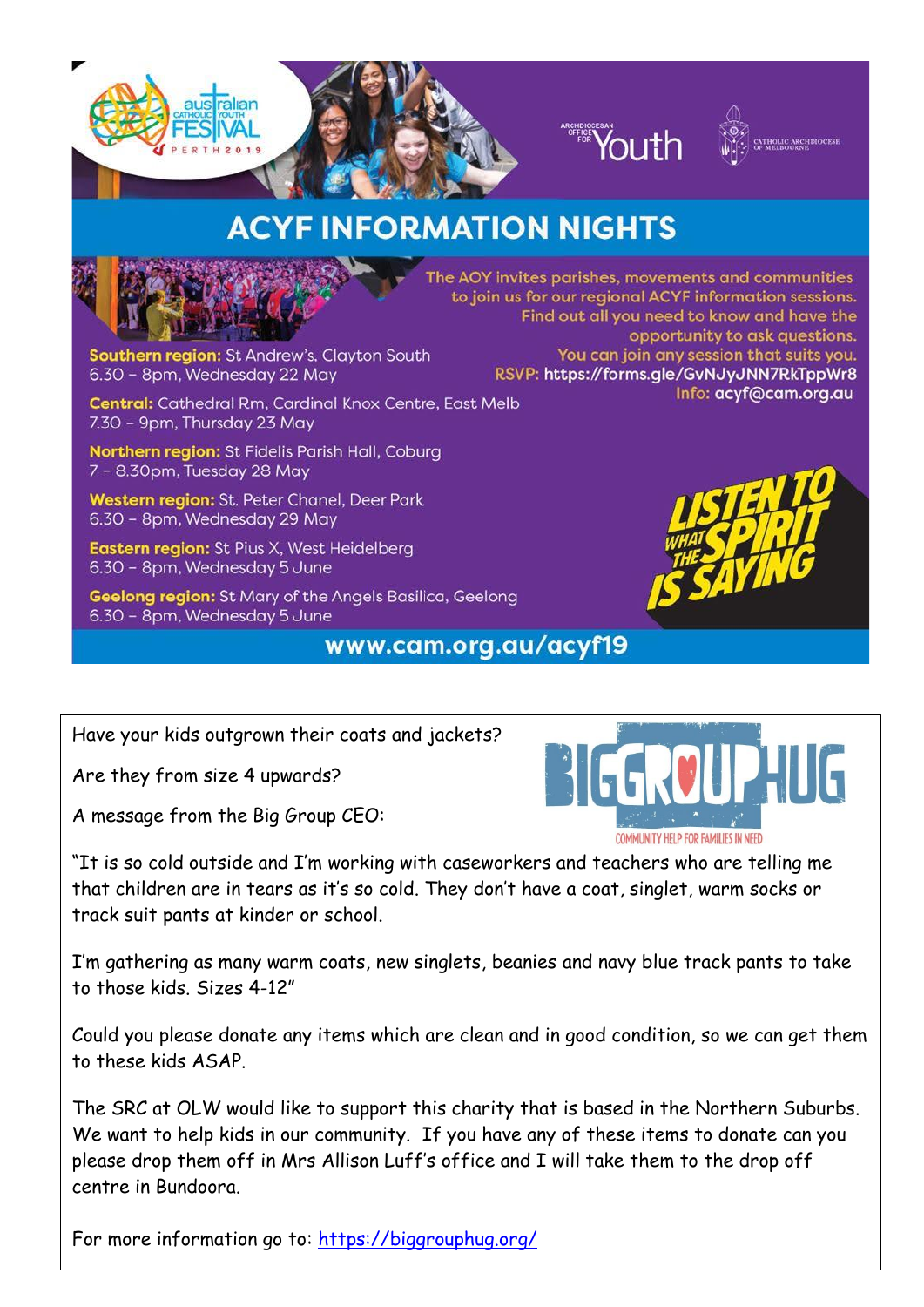Australian Catholic Youth Festival PERTH 2019

Archdiocesan Office for Youth

Catholic Archdiocese of Melbourne

## ACYF INFORMATION NIGHTS

The AOY invites parishes, movements and communities to join us for our regional ACYF information sessions. Find out all you need to know and have the opportunity to ask questions. You can join any session that suits you.

**RSVP:** https://forms.gle/GvNJyJNN7RkTppWr8

**Info:** acyf@cam.org.au

**Southern region:** St Andrew's, Clayton South
6.30 – 8pm, Wednesday 22 May

**Central:** Cathedral Rm, Cardinal Knox Centre, East Melb
7.30 – 9pm, Thursday 23 May

**Northern region:** St Fidelis Parish Hall, Coburg
7 – 8.30pm, Tuesday 28 May

**Western region:** St. Peter Chanel, Deer Park
6.30 – 8pm, Wednesday 29 May

**Eastern region:** St Pius X, West Heidelberg
6.30 – 8pm, Wednesday 5 June

**Geelong region:** St Mary of the Angels Basilica, Geelong
6.30 – 8pm, Wednesday 5 June

LISTEN TO WHAT THE SPIRIT IS SAYING

**www.cam.org.au/acyf19**

---

BIG GROUP HUG
COMMUNITY HELP FOR FAMILIES IN NEED

Have your kids outgrown their coats and jackets?

Are they from size 4 upwards?

A message from the Big Group CEO:

"It is so cold outside and I'm working with caseworkers and teachers who are telling me that children are in tears as it's so cold. They don't have a coat, singlet, warm socks or track suit pants at kinder or school.

I'm gathering as many warm coats, new singlets, beanies and navy blue track pants to take to those kids. Sizes 4-12"

Could you please donate any items which are clean and in good condition, so we can get them to these kids ASAP.

The SRC at OLW would like to support this charity that is based in the Northern Suburbs. We want to help kids in our community. If you have any of these items to donate can you please drop them off in Mrs Allison Luff's office and I will take them to the drop off centre in Bundoora.

For more information go to: https://biggrouphug.org/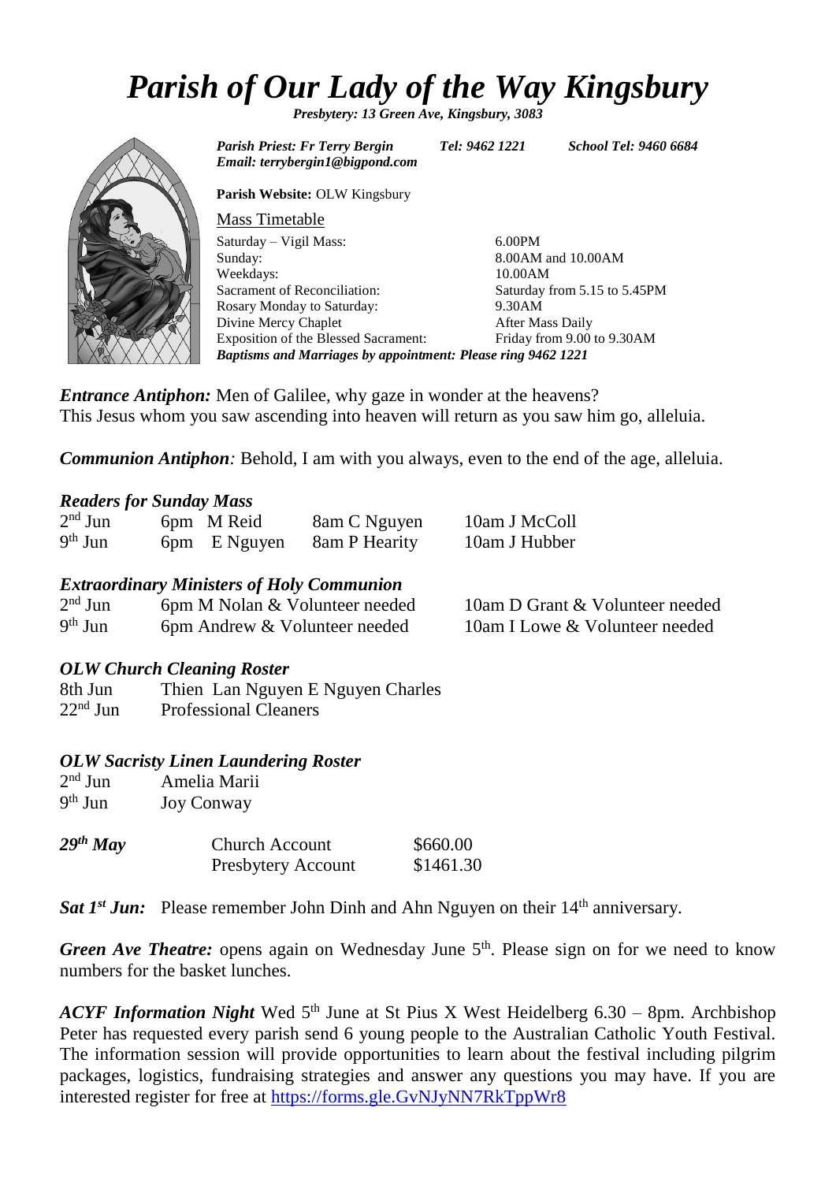# *Parish of Our Lady of the Way Kingsbury*

***Presbytery: 13 Green Ave, Kingsbury, 3083***

***Parish Priest: Fr Terry Bergin*** ***Tel: 9462 1221*** ***School Tel: 9460 6684***
***Email: terrybergin1@bigpond.com***

**Parish Website:** OLW Kingsbury

Mass Timetable

| | |
|---|---|
| Saturday – Vigil Mass: | 6.00PM |
| Sunday: | 8.00AM and 10.00AM |
| Weekdays: | 10.00AM |
| Sacrament of Reconciliation: | Saturday from 5.15 to 5.45PM |
| Rosary Monday to Saturday: | 9.30AM |
| Divine Mercy Chaplet | After Mass Daily |
| Exposition of the Blessed Sacrament: | Friday from 9.00 to 9.30AM |

***Baptisms and Marriages by appointment: Please ring 9462 1221***

***Entrance Antiphon:*** Men of Galilee, why gaze in wonder at the heavens?
This Jesus whom you saw ascending into heaven will return as you saw him go, alleluia.

***Communion Antiphon:*** Behold, I am with you always, even to the end of the age, alleluia.

### *Readers for Sunday Mass*

| | | | |
|---|---|---|---|
| 2nd Jun | 6pm M Reid | 8am C Nguyen | 10am J McColl |
| 9th Jun | 6pm E Nguyen | 8am P Hearity | 10am J Hubber |

### *Extraordinary Ministers of Holy Communion*

| | | |
|---|---|---|
| 2nd Jun | 6pm M Nolan & Volunteer needed | 10am D Grant & Volunteer needed |
| 9th Jun | 6pm Andrew & Volunteer needed | 10am I Lowe & Volunteer needed |

### *OLW Church Cleaning Roster*

| | |
|---|---|
| 8th Jun | Thien Lan Nguyen E Nguyen Charles |
| 22nd Jun | Professional Cleaners |

### *OLW Sacristy Linen Laundering Roster*

| | |
|---|---|
| 2nd Jun | Amelia Marii |
| 9th Jun | Joy Conway |

| | | |
|---|---|---|
| ***29th May*** | Church Account | $660.00 |
| | Presbytery Account | $1461.30 |

***Sat 1st Jun:*** Please remember John Dinh and Ahn Nguyen on their 14th anniversary.

***Green Ave Theatre:*** opens again on Wednesday June 5th. Please sign on for we need to know numbers for the basket lunches.

***ACYF Information Night*** Wed 5th June at St Pius X West Heidelberg 6.30 – 8pm. Archbishop Peter has requested every parish send 6 young people to the Australian Catholic Youth Festival. The information session will provide opportunities to learn about the festival including pilgrim packages, logistics, fundraising strategies and answer any questions you may have. If you are interested register for free at https://forms.gle.GvNJyNN7RkTppWr8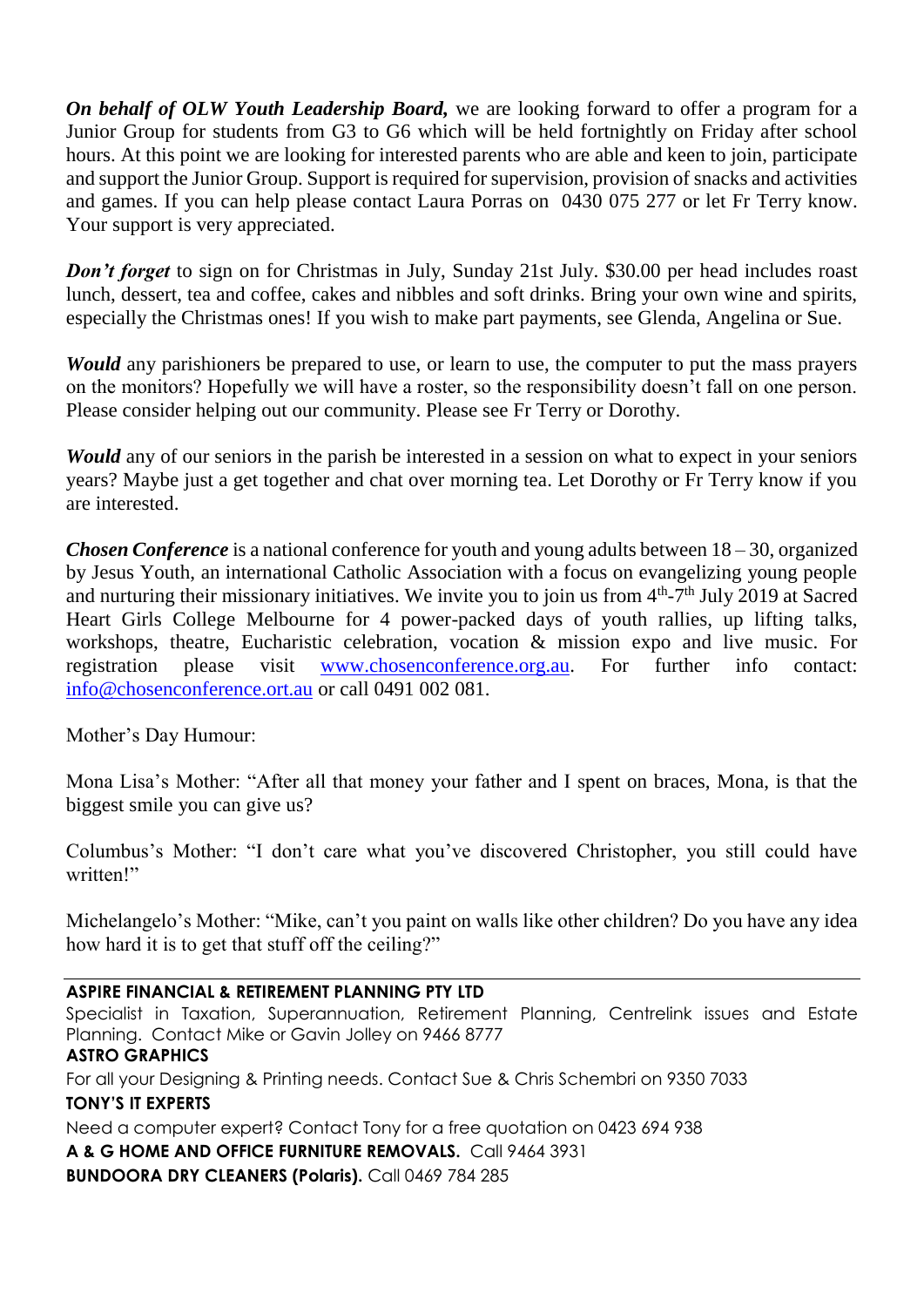***On behalf of OLW Youth Leadership Board,*** we are looking forward to offer a program for a Junior Group for students from G3 to G6 which will be held fortnightly on Friday after school hours. At this point we are looking for interested parents who are able and keen to join, participate and support the Junior Group. Support is required for supervision, provision of snacks and activities and games. If you can help please contact Laura Porras on 0430 075 277 or let Fr Terry know. Your support is very appreciated.

***Don't forget*** to sign on for Christmas in July, Sunday 21st July. $30.00 per head includes roast lunch, dessert, tea and coffee, cakes and nibbles and soft drinks. Bring your own wine and spirits, especially the Christmas ones! If you wish to make part payments, see Glenda, Angelina or Sue.

***Would*** any parishioners be prepared to use, or learn to use, the computer to put the mass prayers on the monitors? Hopefully we will have a roster, so the responsibility doesn't fall on one person. Please consider helping out our community. Please see Fr Terry or Dorothy.

***Would*** any of our seniors in the parish be interested in a session on what to expect in your seniors years? Maybe just a get together and chat over morning tea. Let Dorothy or Fr Terry know if you are interested.

***Chosen Conference*** is a national conference for youth and young adults between 18 – 30, organized by Jesus Youth, an international Catholic Association with a focus on evangelizing young people and nurturing their missionary initiatives. We invite you to join us from 4th-7th July 2019 at Sacred Heart Girls College Melbourne for 4 power-packed days of youth rallies, up lifting talks, workshops, theatre, Eucharistic celebration, vocation & mission expo and live music. For registration please visit www.chosenconference.org.au. For further info contact: info@chosenconference.ort.au or call 0491 002 081.

Mother's Day Humour:

Mona Lisa's Mother: "After all that money your father and I spent on braces, Mona, is that the biggest smile you can give us?

Columbus's Mother: "I don't care what you've discovered Christopher, you still could have written!"

Michelangelo's Mother: "Mike, can't you paint on walls like other children? Do you have any idea how hard it is to get that stuff off the ceiling?"

---

**ASPIRE FINANCIAL & RETIREMENT PLANNING PTY LTD**
Specialist in Taxation, Superannuation, Retirement Planning, Centrelink issues and Estate Planning. Contact Mike or Gavin Jolley on 9466 8777
**ASTRO GRAPHICS**
For all your Designing & Printing needs. Contact Sue & Chris Schembri on 9350 7033
**TONY'S IT EXPERTS**
Need a computer expert? Contact Tony for a free quotation on 0423 694 938
**A & G HOME AND OFFICE FURNITURE REMOVALS.** Call 9464 3931
**BUNDOORA DRY CLEANERS (Polaris).** Call 0469 784 285